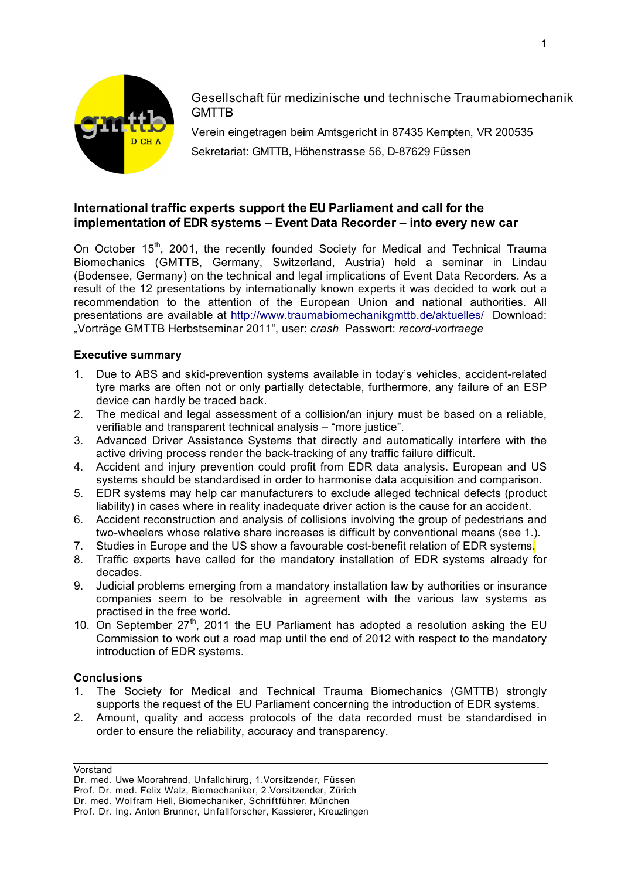Gesellschaft für medizinische und technische Traumabiomechanik GMTTB

Verein eingetragen beim Amtsgericht in 87435 Kempten, VR 200535

Sekretariat: GMTTB, Höhenstrasse 56, D-87629 Füssen

## International traffic experts support the EU Parliament and call for the implementation of EDR systems – Event Data Recorder – into every new car

On October 15th, 2001, the recently founded Society for Medical and Technical Trauma Biomechanics (GMTTB, Germany, Switzerland, Austria) held a seminar in Lindau (Bodensee, Germany) on the technical and legal implications of Event Data Recorders. As a result of the 12 presentations by internationally known experts it was decided to work out a recommendation to the attention of the European Union and national authorities. All presentations are available at http://www.traumabiomechanikgmttb.de/aktuelles/ Download: „Vorträge GMTTB Herbstseminar 2011“, user: *crash* Passwort: *record-vortraege*

### Executive summary

1. Due to ABS and skid-prevention systems available in today's vehicles, accident-related tyre marks are often not or only partially detectable, furthermore, any failure of an ESP device can hardly be traced back.
2. The medical and legal assessment of a collision/an injury must be based on a reliable, verifiable and transparent technical analysis – "more justice".
3. Advanced Driver Assistance Systems that directly and automatically interfere with the active driving process render the back-tracking of any traffic failure difficult.
4. Accident and injury prevention could profit from EDR data analysis. European and US systems should be standardised in order to harmonise data acquisition and comparison.
5. EDR systems may help car manufacturers to exclude alleged technical defects (product liability) in cases where in reality inadequate driver action is the cause for an accident.
6. Accident reconstruction and analysis of collisions involving the group of pedestrians and two-wheelers whose relative share increases is difficult by conventional means (see 1.).
7. Studies in Europe and the US show a favourable cost-benefit relation of EDR systems.
8. Traffic experts have called for the mandatory installation of EDR systems already for decades.
9. Judicial problems emerging from a mandatory installation law by authorities or insurance companies seem to be resolvable in agreement with the various law systems as practised in the free world.
10. On September 27th, 2011 the EU Parliament has adopted a resolution asking the EU Commission to work out a road map until the end of 2012 with respect to the mandatory introduction of EDR systems.

### Conclusions

1. The Society for Medical and Technical Trauma Biomechanics (GMTTB) strongly supports the request of the EU Parliament concerning the introduction of EDR systems.
2. Amount, quality and access protocols of the data recorded must be standardised in order to ensure the reliability, accuracy and transparency.

---

Vorstand

Dr. med. Uwe Moorahrend, Unfallchirurg, 1.Vorsitzender, Füssen

Prof. Dr. med. Felix Walz, Biomechaniker, 2.Vorsitzender, Zürich

Dr. med. Wolfram Hell, Biomechaniker, Schriftführer, München

Prof. Dr. Ing. Anton Brunner, Unfallforscher, Kassierer, Kreuzlingen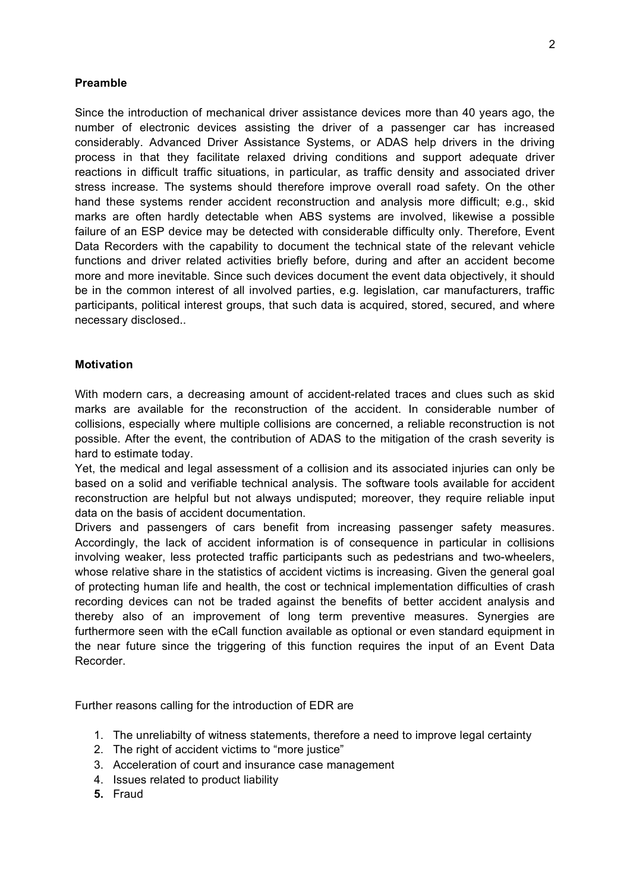**Preamble**

Since the introduction of mechanical driver assistance devices more than 40 years ago, the number of electronic devices assisting the driver of a passenger car has increased considerably. Advanced Driver Assistance Systems, or ADAS help drivers in the driving process in that they facilitate relaxed driving conditions and support adequate driver reactions in difficult traffic situations, in particular, as traffic density and associated driver stress increase. The systems should therefore improve overall road safety. On the other hand these systems render accident reconstruction and analysis more difficult; e.g., skid marks are often hardly detectable when ABS systems are involved, likewise a possible failure of an ESP device may be detected with considerable difficulty only. Therefore, Event Data Recorders with the capability to document the technical state of the relevant vehicle functions and driver related activities briefly before, during and after an accident become more and more inevitable. Since such devices document the event data objectively, it should be in the common interest of all involved parties, e.g. legislation, car manufacturers, traffic participants, political interest groups, that such data is acquired, stored, secured, and where necessary disclosed..

**Motivation**

With modern cars, a decreasing amount of accident-related traces and clues such as skid marks are available for the reconstruction of the accident. In considerable number of collisions, especially where multiple collisions are concerned, a reliable reconstruction is not possible. After the event, the contribution of ADAS to the mitigation of the crash severity is hard to estimate today.

Yet, the medical and legal assessment of a collision and its associated injuries can only be based on a solid and verifiable technical analysis. The software tools available for accident reconstruction are helpful but not always undisputed; moreover, they require reliable input data on the basis of accident documentation.

Drivers and passengers of cars benefit from increasing passenger safety measures. Accordingly, the lack of accident information is of consequence in particular in collisions involving weaker, less protected traffic participants such as pedestrians and two-wheelers, whose relative share in the statistics of accident victims is increasing. Given the general goal of protecting human life and health, the cost or technical implementation difficulties of crash recording devices can not be traded against the benefits of better accident analysis and thereby also of an improvement of long term preventive measures. Synergies are furthermore seen with the eCall function available as optional or even standard equipment in the near future since the triggering of this function requires the input of an Event Data Recorder.

Further reasons calling for the introduction of EDR are

1. The unreliabilty of witness statements, therefore a need to improve legal certainty
2. The right of accident victims to "more justice"
3. Acceleration of court and insurance case management
4. Issues related to product liability
5. Fraud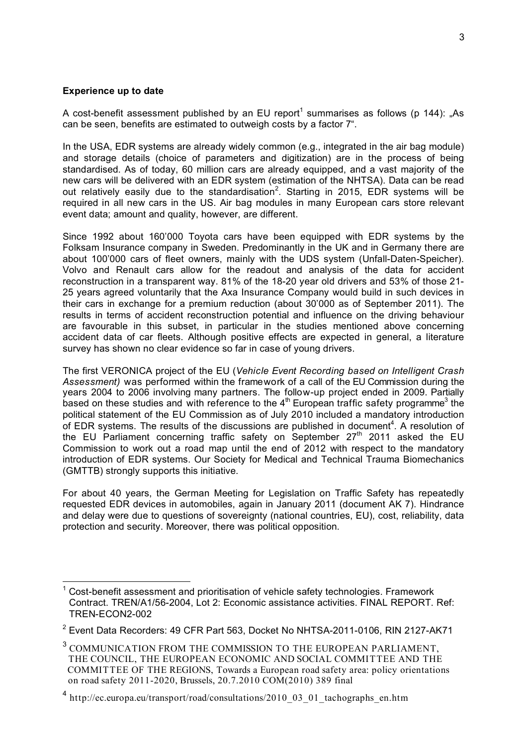**Experience up to date**

A cost-benefit assessment published by an EU report[1] summarises as follows (p 144): „As can be seen, benefits are estimated to outweigh costs by a factor 7“.

In the USA, EDR systems are already widely common (e.g., integrated in the air bag module) and storage details (choice of parameters and digitization) are in the process of being standardised. As of today, 60 million cars are already equipped, and a vast majority of the new cars will be delivered with an EDR system (estimation of the NHTSA). Data can be read out relatively easily due to the standardisation[2]. Starting in 2015, EDR systems will be required in all new cars in the US. Air bag modules in many European cars store relevant event data; amount and quality, however, are different.

Since 1992 about 160'000 Toyota cars have been equipped with EDR systems by the Folksam Insurance company in Sweden. Predominantly in the UK and in Germany there are about 100'000 cars of fleet owners, mainly with the UDS system (Unfall-Daten-Speicher). Volvo and Renault cars allow for the readout and analysis of the data for accident reconstruction in a transparent way. 81% of the 18-20 year old drivers and 53% of those 21-25 years agreed voluntarily that the Axa Insurance Company would build in such devices in their cars in exchange for a premium reduction (about 30'000 as of September 2011). The results in terms of accident reconstruction potential and influence on the driving behaviour are favourable in this subset, in particular in the studies mentioned above concerning accident data of car fleets. Although positive effects are expected in general, a literature survey has shown no clear evidence so far in case of young drivers.

The first VERONICA project of the EU (*Vehicle Event Recording based on Intelligent Crash Assessment)* was performed within the framework of a call of the EU Commission during the years 2004 to 2006 involving many partners. The follow-up project ended in 2009. Partially based on these studies and with reference to the 4th European traffic safety programme[3] the political statement of the EU Commission as of July 2010 included a mandatory introduction of EDR systems. The results of the discussions are published in document[4]. A resolution of the EU Parliament concerning traffic safety on September 27th 2011 asked the EU Commission to work out a road map until the end of 2012 with respect to the mandatory introduction of EDR systems. Our Society for Medical and Technical Trauma Biomechanics (GMTTB) strongly supports this initiative.

For about 40 years, the German Meeting for Legislation on Traffic Safety has repeatedly requested EDR devices in automobiles, again in January 2011 (document AK 7). Hindrance and delay were due to questions of sovereignty (national countries, EU), cost, reliability, data protection and security. Moreover, there was political opposition.

---

[1] Cost-benefit assessment and prioritisation of vehicle safety technologies. Framework Contract. TREN/A1/56-2004, Lot 2: Economic assistance activities. FINAL REPORT. Ref: TREN-ECON2-002

[2] Event Data Recorders: 49 CFR Part 563, Docket No NHTSA-2011-0106, RIN 2127-AK71

[3] COMMUNICATION FROM THE COMMISSION TO THE EUROPEAN PARLIAMENT, THE COUNCIL, THE EUROPEAN ECONOMIC AND SOCIAL COMMITTEE AND THE COMMITTEE OF THE REGIONS, Towards a European road safety area: policy orientations on road safety 2011-2020, Brussels, 20.7.2010 COM(2010) 389 final

[4] http://ec.europa.eu/transport/road/consultations/2010_03_01_tachographs_en.htm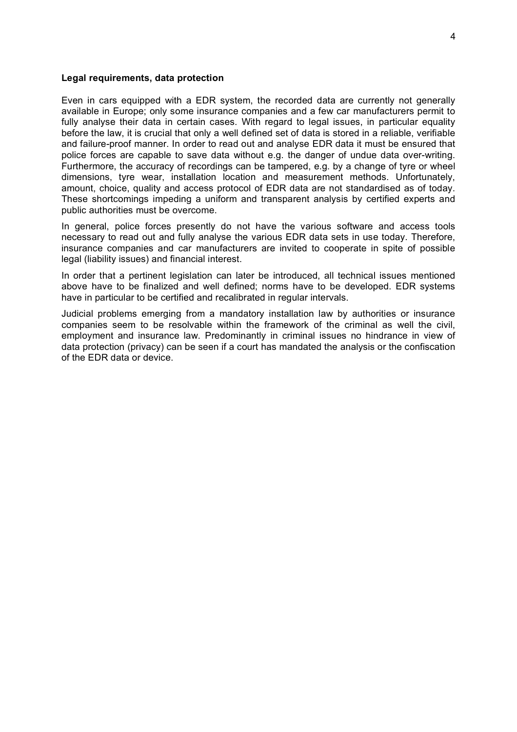**Legal requirements, data protection**

Even in cars equipped with a EDR system, the recorded data are currently not generally available in Europe; only some insurance companies and a few car manufacturers permit to fully analyse their data in certain cases. With regard to legal issues, in particular equality before the law, it is crucial that only a well defined set of data is stored in a reliable, verifiable and failure-proof manner. In order to read out and analyse EDR data it must be ensured that police forces are capable to save data without e.g. the danger of undue data over-writing. Furthermore, the accuracy of recordings can be tampered, e.g. by a change of tyre or wheel dimensions, tyre wear, installation location and measurement methods. Unfortunately, amount, choice, quality and access protocol of EDR data are not standardised as of today. These shortcomings impeding a uniform and transparent analysis by certified experts and public authorities must be overcome.

In general, police forces presently do not have the various software and access tools necessary to read out and fully analyse the various EDR data sets in use today. Therefore, insurance companies and car manufacturers are invited to cooperate in spite of possible legal (liability issues) and financial interest.

In order that a pertinent legislation can later be introduced, all technical issues mentioned above have to be finalized and well defined; norms have to be developed. EDR systems have in particular to be certified and recalibrated in regular intervals.

Judicial problems emerging from a mandatory installation law by authorities or insurance companies seem to be resolvable within the framework of the criminal as well the civil, employment and insurance law. Predominantly in criminal issues no hindrance in view of data protection (privacy) can be seen if a court has mandated the analysis or the confiscation of the EDR data or device.